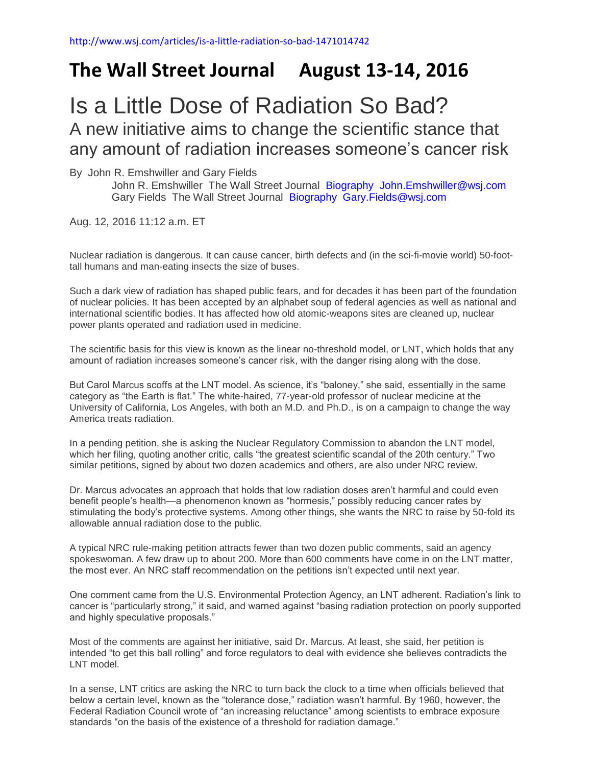http://www.wsj.com/articles/is-a-little-radiation-so-bad-1471014742

# The Wall Street Journal August 13-14, 2016

# Is a Little Dose of Radiation So Bad?

## A new initiative aims to change the scientific stance that any amount of radiation increases someone's cancer risk

By John R. Emshwiller and Gary Fields

John R. Emshwiller The Wall Street Journal Biography John.Emshwiller@wsj.com
Gary Fields The Wall Street Journal Biography Gary.Fields@wsj.com

Aug. 12, 2016 11:12 a.m. ET

Nuclear radiation is dangerous. It can cause cancer, birth defects and (in the sci-fi-movie world) 50-foot-tall humans and man-eating insects the size of buses.

Such a dark view of radiation has shaped public fears, and for decades it has been part of the foundation of nuclear policies. It has been accepted by an alphabet soup of federal agencies as well as national and international scientific bodies. It has affected how old atomic-weapons sites are cleaned up, nuclear power plants operated and radiation used in medicine.

The scientific basis for this view is known as the linear no-threshold model, or LNT, which holds that any amount of radiation increases someone's cancer risk, with the danger rising along with the dose.

But Carol Marcus scoffs at the LNT model. As science, it's "baloney," she said, essentially in the same category as "the Earth is flat." The white-haired, 77-year-old professor of nuclear medicine at the University of California, Los Angeles, with both an M.D. and Ph.D., is on a campaign to change the way America treats radiation.

In a pending petition, she is asking the Nuclear Regulatory Commission to abandon the LNT model, which her filing, quoting another critic, calls "the greatest scientific scandal of the 20th century." Two similar petitions, signed by about two dozen academics and others, are also under NRC review.

Dr. Marcus advocates an approach that holds that low radiation doses aren't harmful and could even benefit people's health—a phenomenon known as "hormesis," possibly reducing cancer rates by stimulating the body's protective systems. Among other things, she wants the NRC to raise by 50-fold its allowable annual radiation dose to the public.

A typical NRC rule-making petition attracts fewer than two dozen public comments, said an agency spokeswoman. A few draw up to about 200. More than 600 comments have come in on the LNT matter, the most ever. An NRC staff recommendation on the petitions isn't expected until next year.

One comment came from the U.S. Environmental Protection Agency, an LNT adherent. Radiation's link to cancer is "particularly strong," it said, and warned against "basing radiation protection on poorly supported and highly speculative proposals."

Most of the comments are against her initiative, said Dr. Marcus. At least, she said, her petition is intended "to get this ball rolling" and force regulators to deal with evidence she believes contradicts the LNT model.

In a sense, LNT critics are asking the NRC to turn back the clock to a time when officials believed that below a certain level, known as the "tolerance dose," radiation wasn't harmful. By 1960, however, the Federal Radiation Council wrote of "an increasing reluctance" among scientists to embrace exposure standards "on the basis of the existence of a threshold for radiation damage."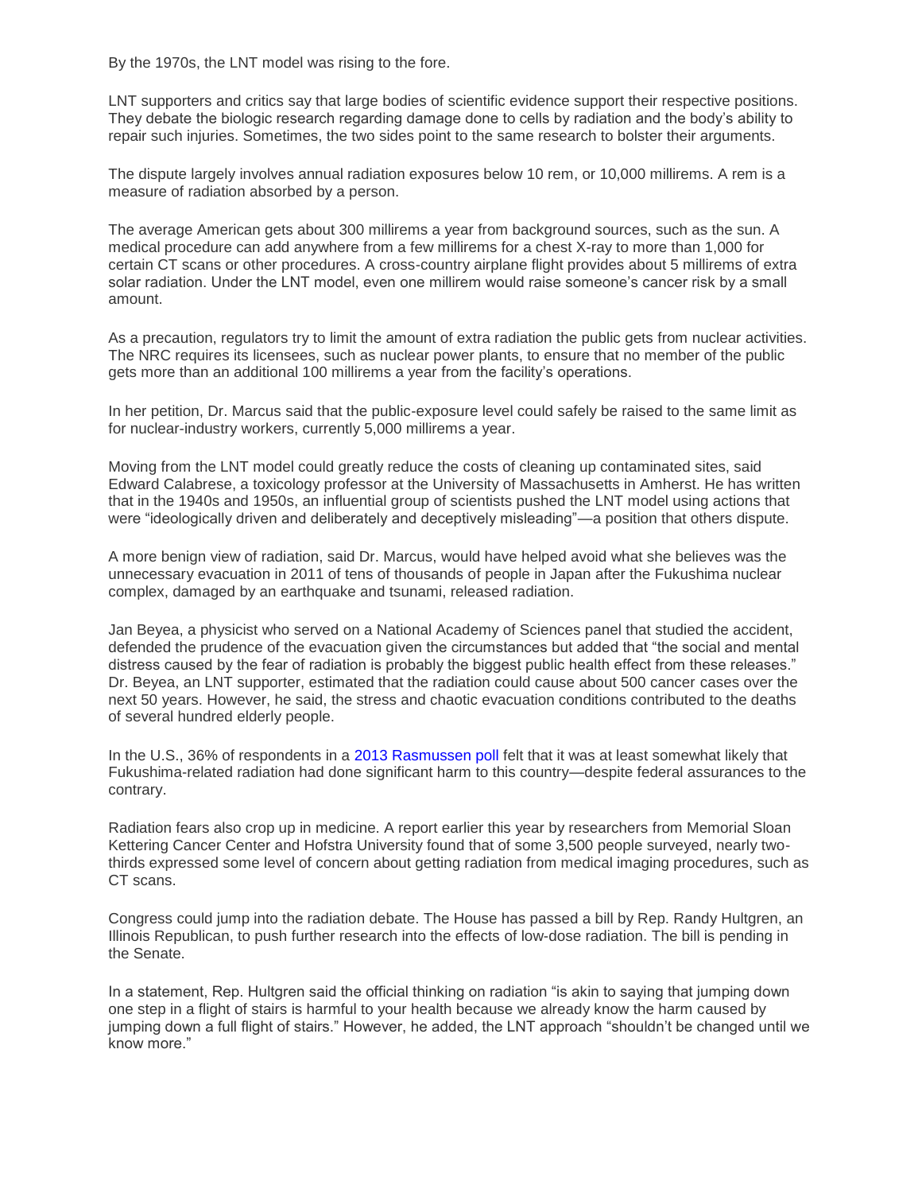By the 1970s, the LNT model was rising to the fore.

LNT supporters and critics say that large bodies of scientific evidence support their respective positions. They debate the biologic research regarding damage done to cells by radiation and the body's ability to repair such injuries. Sometimes, the two sides point to the same research to bolster their arguments.

The dispute largely involves annual radiation exposures below 10 rem, or 10,000 millirems. A rem is a measure of radiation absorbed by a person.

The average American gets about 300 millirems a year from background sources, such as the sun. A medical procedure can add anywhere from a few millirems for a chest X-ray to more than 1,000 for certain CT scans or other procedures. A cross-country airplane flight provides about 5 millirems of extra solar radiation. Under the LNT model, even one millirem would raise someone's cancer risk by a small amount.

As a precaution, regulators try to limit the amount of extra radiation the public gets from nuclear activities. The NRC requires its licensees, such as nuclear power plants, to ensure that no member of the public gets more than an additional 100 millirems a year from the facility's operations.

In her petition, Dr. Marcus said that the public-exposure level could safely be raised to the same limit as for nuclear-industry workers, currently 5,000 millirems a year.

Moving from the LNT model could greatly reduce the costs of cleaning up contaminated sites, said Edward Calabrese, a toxicology professor at the University of Massachusetts in Amherst. He has written that in the 1940s and 1950s, an influential group of scientists pushed the LNT model using actions that were "ideologically driven and deliberately and deceptively misleading"—a position that others dispute.

A more benign view of radiation, said Dr. Marcus, would have helped avoid what she believes was the unnecessary evacuation in 2011 of tens of thousands of people in Japan after the Fukushima nuclear complex, damaged by an earthquake and tsunami, released radiation.

Jan Beyea, a physicist who served on a National Academy of Sciences panel that studied the accident, defended the prudence of the evacuation given the circumstances but added that "the social and mental distress caused by the fear of radiation is probably the biggest public health effect from these releases." Dr. Beyea, an LNT supporter, estimated that the radiation could cause about 500 cancer cases over the next 50 years. However, he said, the stress and chaotic evacuation conditions contributed to the deaths of several hundred elderly people.

In the U.S., 36% of respondents in a 2013 Rasmussen poll felt that it was at least somewhat likely that Fukushima-related radiation had done significant harm to this country—despite federal assurances to the contrary.

Radiation fears also crop up in medicine. A report earlier this year by researchers from Memorial Sloan Kettering Cancer Center and Hofstra University found that of some 3,500 people surveyed, nearly two-thirds expressed some level of concern about getting radiation from medical imaging procedures, such as CT scans.

Congress could jump into the radiation debate. The House has passed a bill by Rep. Randy Hultgren, an Illinois Republican, to push further research into the effects of low-dose radiation. The bill is pending in the Senate.

In a statement, Rep. Hultgren said the official thinking on radiation "is akin to saying that jumping down one step in a flight of stairs is harmful to your health because we already know the harm caused by jumping down a full flight of stairs." However, he added, the LNT approach "shouldn't be changed until we know more."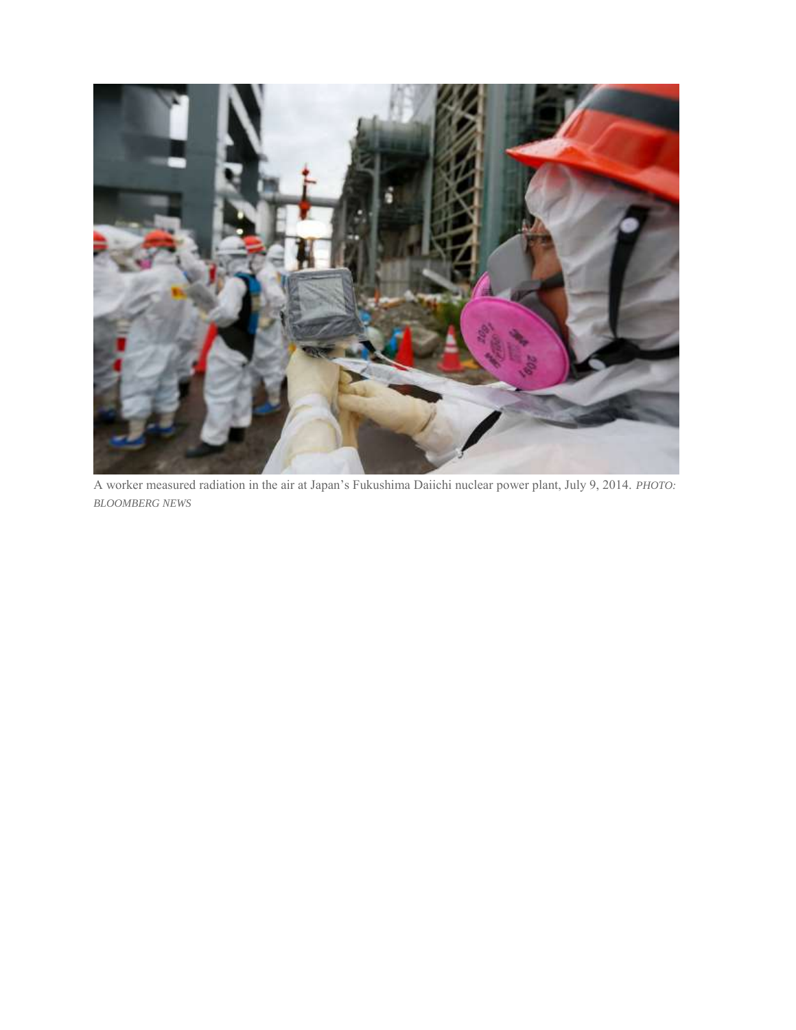A worker measured radiation in the air at Japan's Fukushima Daiichi nuclear power plant, July 9, 2014. *PHOTO: BLOOMBERG NEWS*